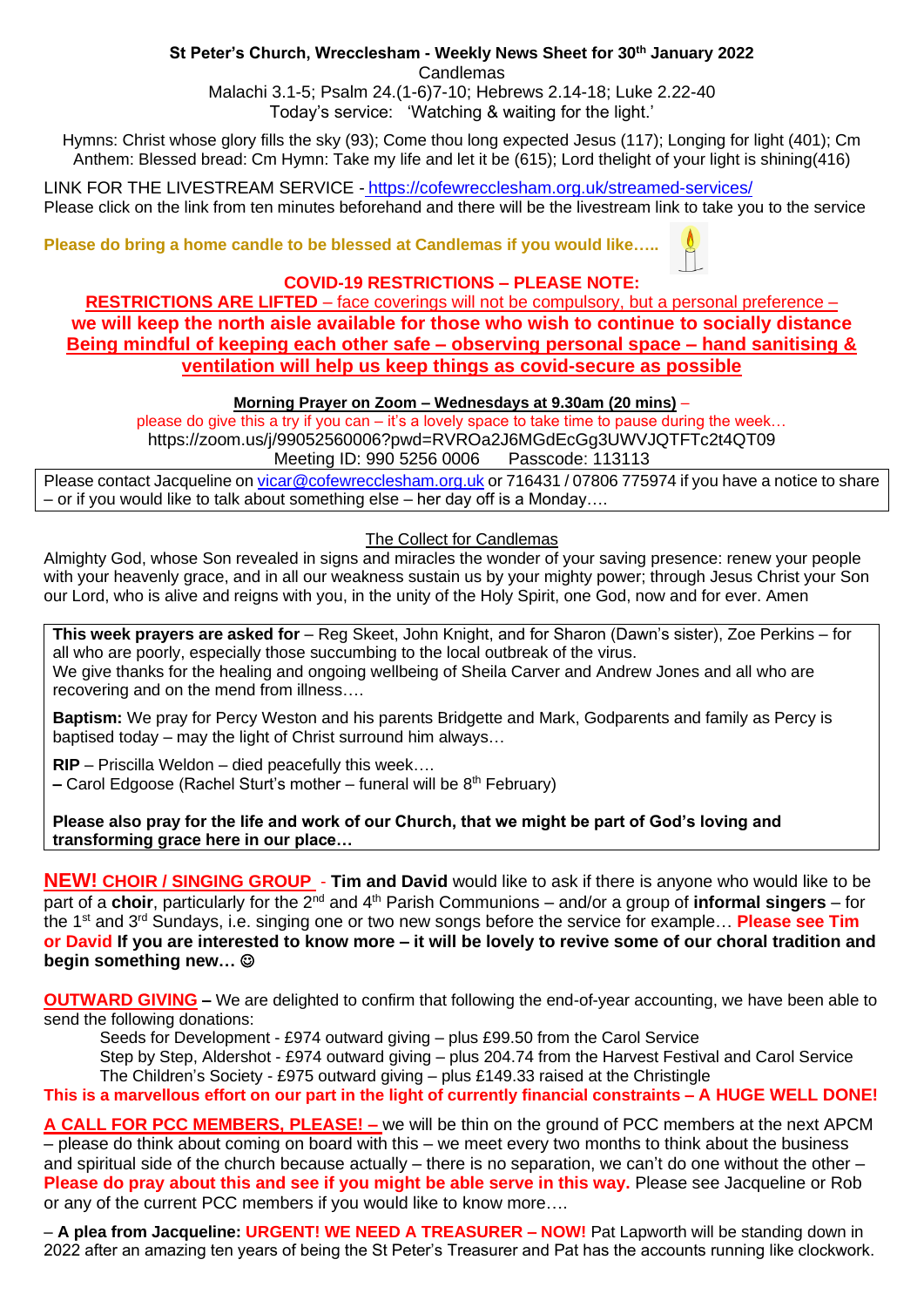**St Peter's Church, Wrecclesham - Weekly News Sheet for 30th January 2022**

Candlemas

Malachi 3.1-5; Psalm 24.(1-6)7-10; Hebrews 2.14-18; Luke 2.22-40

Today's service: 'Watching & waiting for the light.'

Hymns: Christ whose glory fills the sky (93); Come thou long expected Jesus (117); Longing for light (401); Cm Anthem: Blessed bread: Cm Hymn: Take my life and let it be (615); Lord thelight of your light is shining(416)

LINK FOR THE LIVESTREAM SERVICE - https://cofewrecclesham.org.uk/streamed-services/

Please click on the link from ten minutes beforehand and there will be the livestream link to take you to the service

**Please do bring a home candle to be blessed at Candlemas if you would like…..**

**COVID-19 RESTRICTIONS – PLEASE NOTE:**

**RESTRICTIONS ARE LIFTED** – face coverings will not be compulsory, but a personal preference – **we will keep the north aisle available for those who wish to continue to socially distance**

**Being mindful of keeping each other safe – observing personal space – hand sanitising & ventilation will help us keep things as covid-secure as possible**

**Morning Prayer on Zoom – Wednesdays at 9.30am (20 mins)** –

please do give this a try if you can – it's a lovely space to take time to pause during the week…

https://zoom.us/j/99052560006?pwd=RVROa2J6MGdEcGg3UWVJQTFTc2t4QT09

Meeting ID: 990 5256 0006   Passcode: 113113

Please contact Jacqueline on vicar@cofewrecclesham.org.uk or 716431 / 07806 775974 if you have a notice to share – or if you would like to talk about something else – her day off is a Monday….

The Collect for Candlemas

Almighty God, whose Son revealed in signs and miracles the wonder of your saving presence: renew your people with your heavenly grace, and in all our weakness sustain us by your mighty power; through Jesus Christ your Son our Lord, who is alive and reigns with you, in the unity of the Holy Spirit, one God, now and for ever. Amen

**This week prayers are asked for** – Reg Skeet, John Knight, and for Sharon (Dawn's sister), Zoe Perkins – for all who are poorly, especially those succumbing to the local outbreak of the virus.
We give thanks for the healing and ongoing wellbeing of Sheila Carver and Andrew Jones and all who are recovering and on the mend from illness….

**Baptism:** We pray for Percy Weston and his parents Bridgette and Mark, Godparents and family as Percy is baptised today – may the light of Christ surround him always…

**RIP** – Priscilla Weldon – died peacefully this week….
**–** Carol Edgoose (Rachel Sturt's mother – funeral will be 8th February)

**Please also pray for the life and work of our Church, that we might be part of God's loving and transforming grace here in our place…**

**NEW! CHOIR / SINGING GROUP** - **Tim and David** would like to ask if there is anyone who would like to be part of a **choir**, particularly for the 2nd and 4th Parish Communions – and/or a group of **informal singers** – for the 1st and 3rd Sundays, i.e. singing one or two new songs before the service for example… **Please see Tim or David If you are interested to know more – it will be lovely to revive some of our choral tradition and begin something new… ☺**

**OUTWARD GIVING –** We are delighted to confirm that following the end-of-year accounting, we have been able to send the following donations:

Seeds for Development - £974 outward giving – plus £99.50 from the Carol Service
Step by Step, Aldershot - £974 outward giving – plus 204.74 from the Harvest Festival and Carol Service
The Children's Society - £975 outward giving – plus £149.33 raised at the Christingle

**This is a marvellous effort on our part in the light of currently financial constraints – A HUGE WELL DONE!**

**A CALL FOR PCC MEMBERS, PLEASE! –** we will be thin on the ground of PCC members at the next APCM – please do think about coming on board with this – we meet every two months to think about the business and spiritual side of the church because actually – there is no separation, we can't do one without the other – **Please do pray about this and see if you might be able serve in this way.** Please see Jacqueline or Rob or any of the current PCC members if you would like to know more….

– **A plea from Jacqueline: URGENT! WE NEED A TREASURER – NOW!** Pat Lapworth will be standing down in 2022 after an amazing ten years of being the St Peter's Treasurer and Pat has the accounts running like clockwork.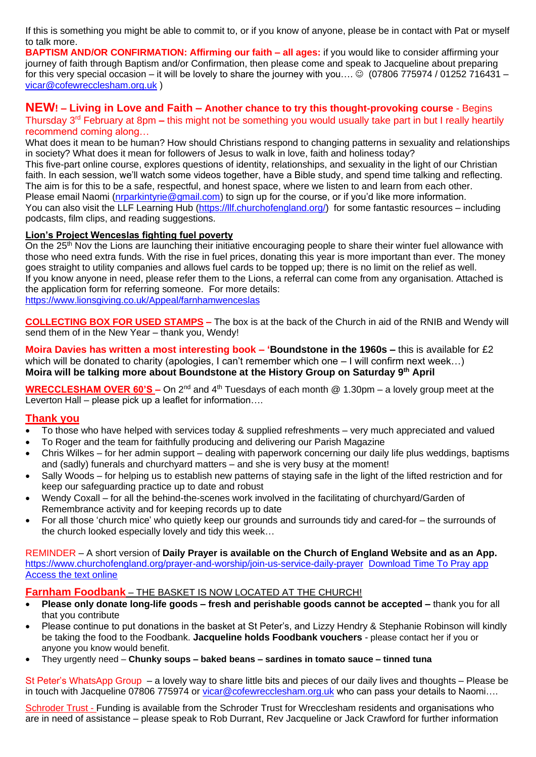If this is something you might be able to commit to, or if you know of anyone, please be in contact with Pat or myself to talk more.

**BAPTISM AND/OR CONFIRMATION: Affirming our faith – all ages:** if you would like to consider affirming your journey of faith through Baptism and/or Confirmation, then please come and speak to Jacqueline about preparing for this very special occasion – it will be lovely to share the journey with you…. ☺ (07806 775974 / 01252 716431 – vicar@cofewrecclesham.org.uk )

## NEW! – Living in Love and Faith – Another chance to try this thought-provoking course - Begins Thursday 3rd February at 8pm – this might not be something you would usually take part in but I really heartily recommend coming along…

What does it mean to be human? How should Christians respond to changing patterns in sexuality and relationships in society? What does it mean for followers of Jesus to walk in love, faith and holiness today?

This five-part online course, explores questions of identity, relationships, and sexuality in the light of our Christian faith. In each session, we'll watch some videos together, have a Bible study, and spend time talking and reflecting. The aim is for this to be a safe, respectful, and honest space, where we listen to and learn from each other.

Please email Naomi (nrparkintyrie@gmail.com) to sign up for the course, or if you'd like more information.

You can also visit the LLF Learning Hub (https://llf.churchofengland.org/) for some fantastic resources – including podcasts, film clips, and reading suggestions.

**Lion's Project Wenceslas fighting fuel poverty**

On the 25th Nov the Lions are launching their initiative encouraging people to share their winter fuel allowance with those who need extra funds. With the rise in fuel prices, donating this year is more important than ever. The money goes straight to utility companies and allows fuel cards to be topped up; there is no limit on the relief as well.

If you know anyone in need, please refer them to the Lions, a referral can come from any organisation. Attached is the application form for referring someone. For more details:

https://www.lionsgiving.co.uk/Appeal/farnhamwenceslas

**COLLECTING BOX FOR USED STAMPS** – The box is at the back of the Church in aid of the RNIB and Wendy will send them of in the New Year – thank you, Wendy!

**Moira Davies has written a most interesting book – 'Boundstone in the 1960s –** this is available for £2 which will be donated to charity (apologies, I can't remember which one – I will confirm next week…)

**Moira will be talking more about Boundstone at the History Group on Saturday 9th April**

**WRECCLESHAM OVER 60'S** – On 2nd and 4th Tuesdays of each month @ 1.30pm – a lovely group meet at the Leverton Hall – please pick up a leaflet for information….

## Thank you

- To those who have helped with services today & supplied refreshments – very much appreciated and valued
- To Roger and the team for faithfully producing and delivering our Parish Magazine
- Chris Wilkes – for her admin support – dealing with paperwork concerning our daily life plus weddings, baptisms and (sadly) funerals and churchyard matters – and she is very busy at the moment!
- Sally Woods – for helping us to establish new patterns of staying safe in the light of the lifted restriction and for keep our safeguarding practice up to date and robust
- Wendy Coxall – for all the behind-the-scenes work involved in the facilitating of churchyard/Garden of Remembrance activity and for keeping records up to date
- For all those 'church mice' who quietly keep our grounds and surrounds tidy and cared-for – the surrounds of the church looked especially lovely and tidy this week…

REMINDER – A short version of **Daily Prayer is available on the Church of England Website and as an App.** https://www.churchofengland.org/prayer-and-worship/join-us-service-daily-prayer Download Time To Pray app Access the text online

**Farnham Foodbank** – THE BASKET IS NOW LOCATED AT THE CHURCH!

- **Please only donate long-life goods – fresh and perishable goods cannot be accepted –** thank you for all that you contribute
- Please continue to put donations in the basket at St Peter's, and Lizzy Hendry & Stephanie Robinson will kindly be taking the food to the Foodbank. **Jacqueline holds Foodbank vouchers** - please contact her if you or anyone you know would benefit.
- They urgently need – **Chunky soups – baked beans – sardines in tomato sauce – tinned tuna**

St Peter's WhatsApp Group – a lovely way to share little bits and pieces of our daily lives and thoughts – Please be in touch with Jacqueline 07806 775974 or vicar@cofewrecclesham.org.uk who can pass your details to Naomi….

Schroder Trust - Funding is available from the Schroder Trust for Wrecclesham residents and organisations who are in need of assistance – please speak to Rob Durrant, Rev Jacqueline or Jack Crawford for further information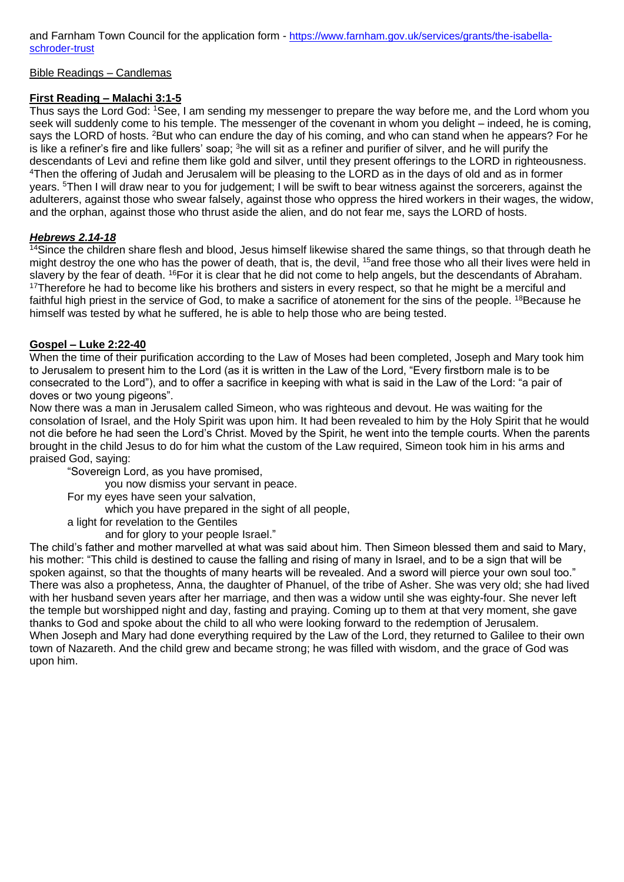and Farnham Town Council for the application form - [https://www.farnham.gov.uk/services/grants/the-isabella-schroder-trust](https://www.farnham.gov.uk/services/grants/the-isabella-schroder-trust)

Bible Readings – Candlemas

**First Reading – Malachi 3:1-5**

Thus says the Lord God: [1]See, I am sending my messenger to prepare the way before me, and the Lord whom you seek will suddenly come to his temple. The messenger of the covenant in whom you delight – indeed, he is coming, says the LORD of hosts. [2]But who can endure the day of his coming, and who can stand when he appears? For he is like a refiner's fire and like fullers' soap; [3]he will sit as a refiner and purifier of silver, and he will purify the descendants of Levi and refine them like gold and silver, until they present offerings to the LORD in righteousness. [4]Then the offering of Judah and Jerusalem will be pleasing to the LORD as in the days of old and as in former years. [5]Then I will draw near to you for judgement; I will be swift to bear witness against the sorcerers, against the adulterers, against those who swear falsely, against those who oppress the hired workers in their wages, the widow, and the orphan, against those who thrust aside the alien, and do not fear me, says the LORD of hosts.

***Hebrews 2.14-18***

[14]Since the children share flesh and blood, Jesus himself likewise shared the same things, so that through death he might destroy the one who has the power of death, that is, the devil, [15]and free those who all their lives were held in slavery by the fear of death. [16]For it is clear that he did not come to help angels, but the descendants of Abraham. [17]Therefore he had to become like his brothers and sisters in every respect, so that he might be a merciful and faithful high priest in the service of God, to make a sacrifice of atonement for the sins of the people. [18]Because he himself was tested by what he suffered, he is able to help those who are being tested.

**Gospel – Luke 2:22-40**

When the time of their purification according to the Law of Moses had been completed, Joseph and Mary took him to Jerusalem to present him to the Lord (as it is written in the Law of the Lord, "Every firstborn male is to be consecrated to the Lord"), and to offer a sacrifice in keeping with what is said in the Law of the Lord: "a pair of doves or two young pigeons".

Now there was a man in Jerusalem called Simeon, who was righteous and devout. He was waiting for the consolation of Israel, and the Holy Spirit was upon him. It had been revealed to him by the Holy Spirit that he would not die before he had seen the Lord's Christ. Moved by the Spirit, he went into the temple courts. When the parents brought in the child Jesus to do for him what the custom of the Law required, Simeon took him in his arms and praised God, saying:

"Sovereign Lord, as you have promised,
you now dismiss your servant in peace.
For my eyes have seen your salvation,
which you have prepared in the sight of all people,
a light for revelation to the Gentiles
and for glory to your people Israel."

The child's father and mother marvelled at what was said about him. Then Simeon blessed them and said to Mary, his mother: "This child is destined to cause the falling and rising of many in Israel, and to be a sign that will be spoken against, so that the thoughts of many hearts will be revealed. And a sword will pierce your own soul too."

There was also a prophetess, Anna, the daughter of Phanuel, of the tribe of Asher. She was very old; she had lived with her husband seven years after her marriage, and then was a widow until she was eighty-four. She never left the temple but worshipped night and day, fasting and praying. Coming up to them at that very moment, she gave thanks to God and spoke about the child to all who were looking forward to the redemption of Jerusalem.

When Joseph and Mary had done everything required by the Law of the Lord, they returned to Galilee to their own town of Nazareth. And the child grew and became strong; he was filled with wisdom, and the grace of God was upon him.